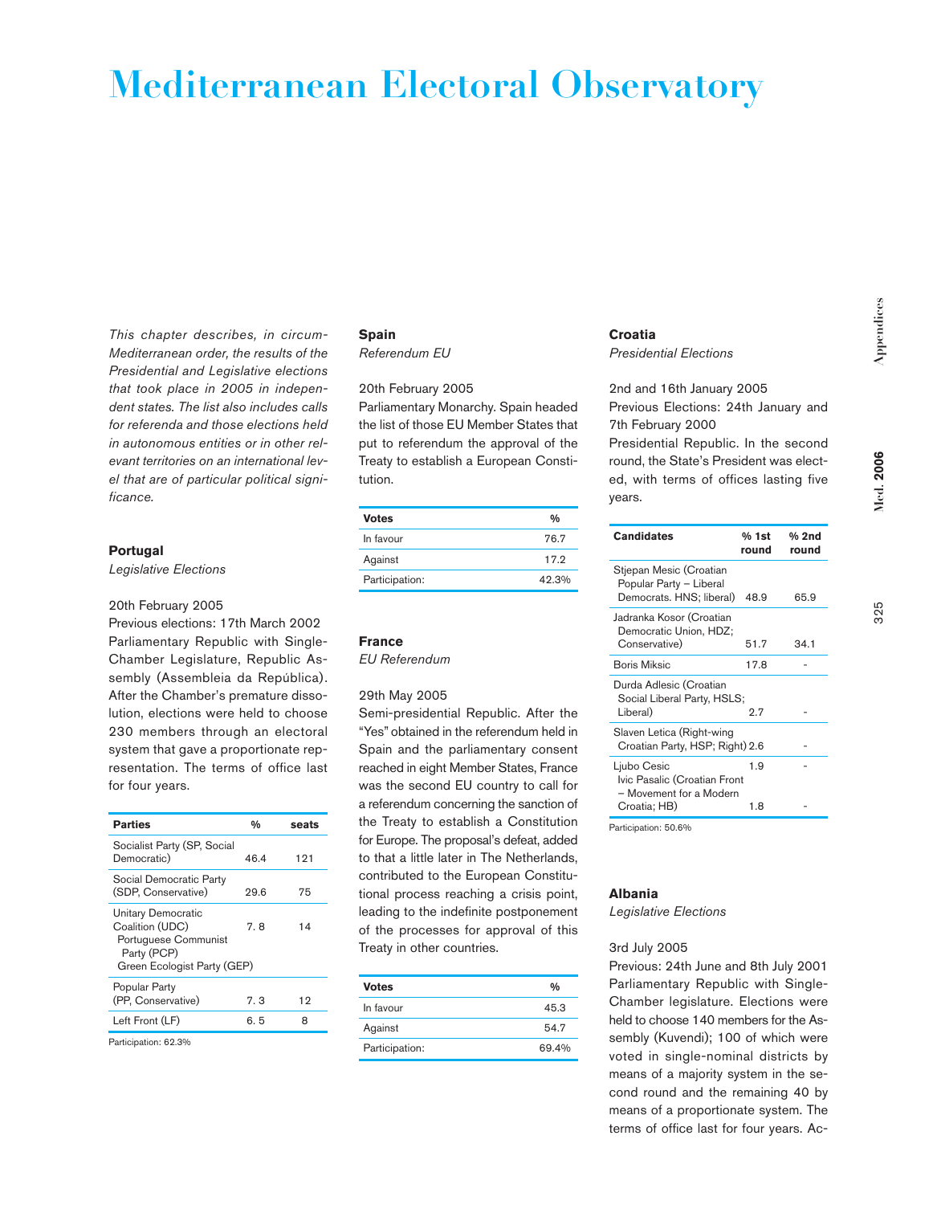# Mediterranean Electoral Observatory

*This chapter describes, in circum-Mediterranean order, the results of the Presidential and Legislative elections that took place in 2005 in independent states. The list also includes calls for referenda and those elections held in autonomous entities or in other relevant territories on an international level that are of particular political significance.*

**Portugal**

*Legislative Elections*

20th February 2005

Previous elections: 17th March 2002

Parliamentary Republic with Single-Chamber Legislature, Republic Assembly (Assembleia da República). After the Chamber's premature dissolution, elections were held to choose 230 members through an electoral system that gave a proportionate representation. The terms of office last for four years.

| Parties | % | seats |
|---|---|---|
| Socialist Party (SP, Social Democratic) | 46.4 | 121 |
| Social Democratic Party (SDP, Conservative) | 29.6 | 75 |
| Unitary Democratic Coalition (UDC) Portuguese Communist Party (PCP) Green Ecologist Party (GEP) | 7. 8 | 14 |
| Popular Party (PP, Conservative) | 7. 3 | 12 |
| Left Front (LF) | 6. 5 | 8 |

Participation: 62.3%

**Spain**

*Referendum EU*

20th February 2005

Parliamentary Monarchy. Spain headed the list of those EU Member States that put to referendum the approval of the Treaty to establish a European Constitution.

| Votes | % |
|---|---|
| In favour | 76.7 |
| Against | 17.2 |
| Participation: | 42.3% |

**France**

*EU Referendum*

29th May 2005

Semi-presidential Republic. After the "Yes" obtained in the referendum held in Spain and the parliamentary consent reached in eight Member States, France was the second EU country to call for a referendum concerning the sanction of the Treaty to establish a Constitution for Europe. The proposal's defeat, added to that a little later in The Netherlands, contributed to the European Constitutional process reaching a crisis point, leading to the indefinite postponement of the processes for approval of this Treaty in other countries.

| Votes | % |
|---|---|
| In favour | 45.3 |
| Against | 54.7 |
| Participation: | 69.4% |

**Croatia**

*Presidential Elections*

2nd and 16th January 2005

Previous Elections: 24th January and 7th February 2000

Presidential Republic. In the second round, the State's President was elected, with terms of offices lasting five years.

| Candidates | % 1st round | % 2nd round |
|---|---|---|
| Stjepan Mesic (Croatian Popular Party – Liberal Democrats. HNS; liberal) | 48.9 | 65.9 |
| Jadranka Kosor (Croatian Democratic Union, HDZ; Conservative) | 51.7 | 34.1 |
| Boris Miksic | 17.8 | - |
| Durda Adlesic (Croatian Social Liberal Party, HSLS; Liberal) | 2.7 | - |
| Slaven Letica (Right-wing Croatian Party, HSP; Right) | 2.6 | - |
| Ljubo Cesic | 1.9 | - |
| Ivic Pasalic (Croatian Front – Movement for a Modern Croatia; HB) | 1.8 | - |

Participation: 50.6%

**Albania**

*Legislative Elections*

3rd July 2005

Previous: 24th June and 8th July 2001

Parliamentary Republic with Single-Chamber legislature. Elections were held to choose 140 members for the Assembly (Kuvendi); 100 of which were voted in single-nominal districts by means of a majority system in the second round and the remaining 40 by means of a proportionate system. The terms of office last for four years. Ac-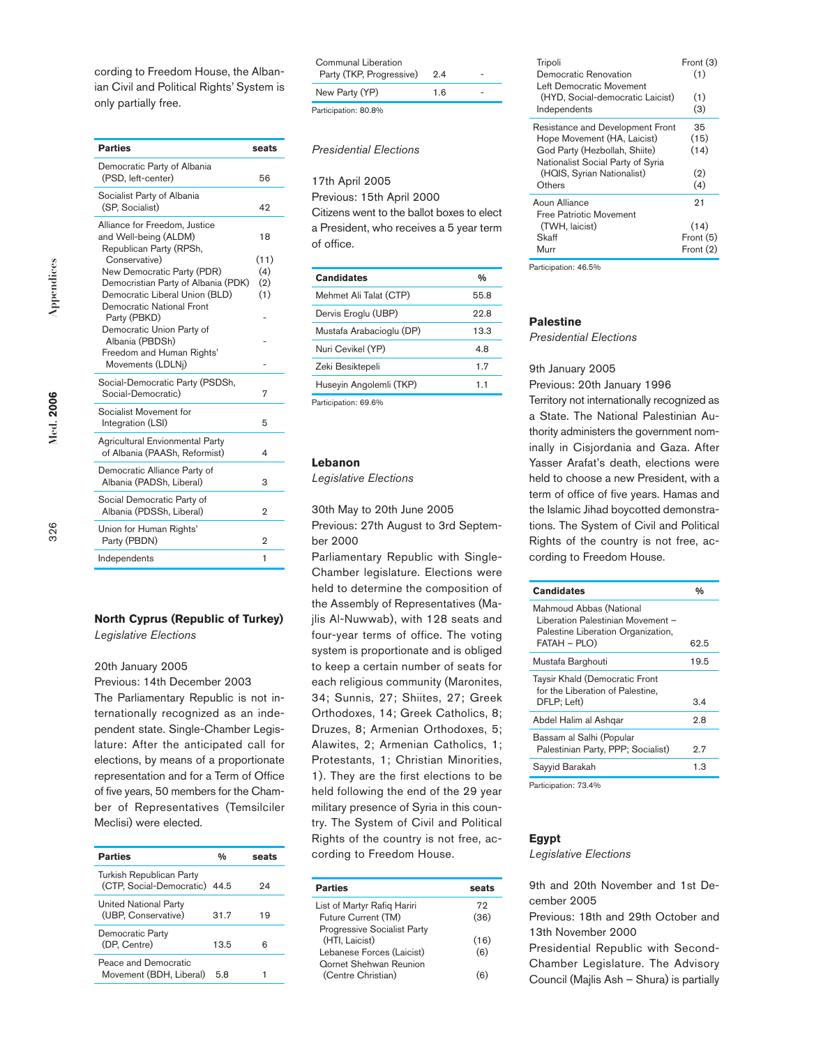cording to Freedom House, the Albanian Civil and Political Rights' System is only partially free.

| Parties | seats |
|---|---|
| Democratic Party of Albania (PSD, left-center) | 56 |
| Socialist Party of Albania (SP, Socialist) | 42 |
| Alliance for Freedom, Justice and Well-being (ALDM) | 18 |
| Republican Party (RPSh, Conservative) | (11) |
| New Democratic Party (PDR) | (4) |
| Democristian Party of Albania (PDK) | (2) |
| Democratic Liberal Union (BLD) | (1) |
| Democratic National Front Party (PBKD) | - |
| Democratic Union Party of Albania (PBDSh) | - |
| Freedom and Human Rights' Movements (LDLNj) | - |
| Social-Democratic Party (PSDSh, Social-Democratic) | 7 |
| Socialist Movement for Integration (LSI) | 5 |
| Agricultural Envionmental Party of Albania (PAASh, Reformist) | 4 |
| Democratic Alliance Party of Albania (PADSh, Liberal) | 3 |
| Social Democratic Party of Albania (PDSSh, Liberal) | 2 |
| Union for Human Rights' Party (PBDN) | 2 |
| Independents | 1 |

### North Cyprus (Republic of Turkey)

*Legislative Elections*

20th January 2005

Previous: 14th December 2003

The Parliamentary Republic is not internationally recognized as an independent state. Single-Chamber Legislature: After the anticipated call for elections, by means of a proportionate representation and for a Term of Office of five years, 50 members for the Chamber of Representatives (Temsilciler Meclisi) were elected.

| Parties | % | seats |
|---|---|---|
| Turkish Republican Party (CTP, Social-Democratic) | 44.5 | 24 |
| United National Party (UBP, Conservative) | 31.7 | 19 |
| Democratic Party (DP, Centre) | 13.5 | 6 |
| Peace and Democratic Movement (BDH, Liberal) | 5.8 | 1 |
| Communal Liberation Party (TKP, Progressive) | 2.4 | - |
| New Party (YP) | 1.6 | - |

Participation: 80.8%

*Presidential Elections*

17th April 2005

Previous: 15th April 2000

Citizens went to the ballot boxes to elect a President, who receives a 5 year term of office.

| Candidates | % |
|---|---|
| Mehmet Ali Talat (CTP) | 55.8 |
| Dervis Eroglu (UBP) | 22.8 |
| Mustafa Arabacioglu (DP) | 13.3 |
| Nuri Cevikel (YP) | 4.8 |
| Zeki Besiktepeli | 1.7 |
| Huseyin Angolemli (TKP) | 1.1 |

Participation: 69.6%

### Lebanon

*Legislative Elections*

30th May to 20th June 2005

Previous: 27th August to 3rd September 2000

Parliamentary Republic with Single-Chamber legislature. Elections were held to determine the composition of the Assembly of Representatives (Majlis Al-Nuwwab), with 128 seats and four-year terms of office. The voting system is proportionate and is obliged to keep a certain number of seats for each religious community (Maronites, 34; Sunnis, 27; Shiites, 27; Greek Orthodoxes, 14; Greek Catholics, 8; Druzes, 8; Armenian Orthodoxes, 5; Alawites, 2; Armenian Catholics, 1; Protestants, 1; Christian Minorities, 1). They are the first elections to be held following the end of the 29 year military presence of Syria in this country. The System of Civil and Political Rights of the country is not free, according to Freedom House.

| Parties | seats |
|---|---|
| List of Martyr Rafiq Hariri | 72 |
| Future Current (TM) | (36) |
| Progressive Socialist Party (HTI, Laicist) | (16) |
| Lebanese Forces (Laicist) | (6) |
| Qornet Shehwan Reunion (Centre Christian) | (6) |
| Tripoli | Front (3) |
| Democratic Renovation | (1) |
| Left Democratic Movement (HYD, Social-democratic Laicist) | (1) |
| Independents | (3) |
| Resistance and Development Front | 35 |
| Hope Movement (HA, Laicist) | (15) |
| God Party (Hezbollah, Shiite) | (14) |
| Nationalist Social Party of Syria (HQIS, Syrian Nationalist) | (2) |
| Others | (4) |
| Aoun Alliance | 21 |
| Free Patriotic Movement (TWH, laicist) | (14) |
| Skaff | Front (5) |
| Murr | Front (2) |

Participation: 46.5%

### Palestine

*Presidential Elections*

9th January 2005

Previous: 20th January 1996

Territory not internationally recognized as a State. The National Palestinian Authority administers the government nominally in Cisjordania and Gaza. After Yasser Arafat's death, elections were held to choose a new President, with a term of office of five years. Hamas and the Islamic Jihad boycotted demonstrations. The System of Civil and Political Rights of the country is not free, according to Freedom House.

| Candidates | % |
|---|---|
| Mahmoud Abbas (National Liberation Palestinian Movement – Palestine Liberation Organization, FATAH – PLO) | 62.5 |
| Mustafa Barghouti | 19.5 |
| Taysir Khald (Democratic Front for the Liberation of Palestine, DFLP; Left) | 3.4 |
| Abdel Halim al Ashqar | 2.8 |
| Bassam al Salhi (Popular Palestinian Party, PPP; Socialist) | 2.7 |
| Sayyid Barakah | 1.3 |

Participation: 73.4%

### Egypt

*Legislative Elections*

9th and 20th November and 1st December 2005

Previous: 18th and 29th October and 13th November 2000

Presidential Republic with Second-Chamber Legislature. The Advisory Council (Majlis Ash – Shura) is partially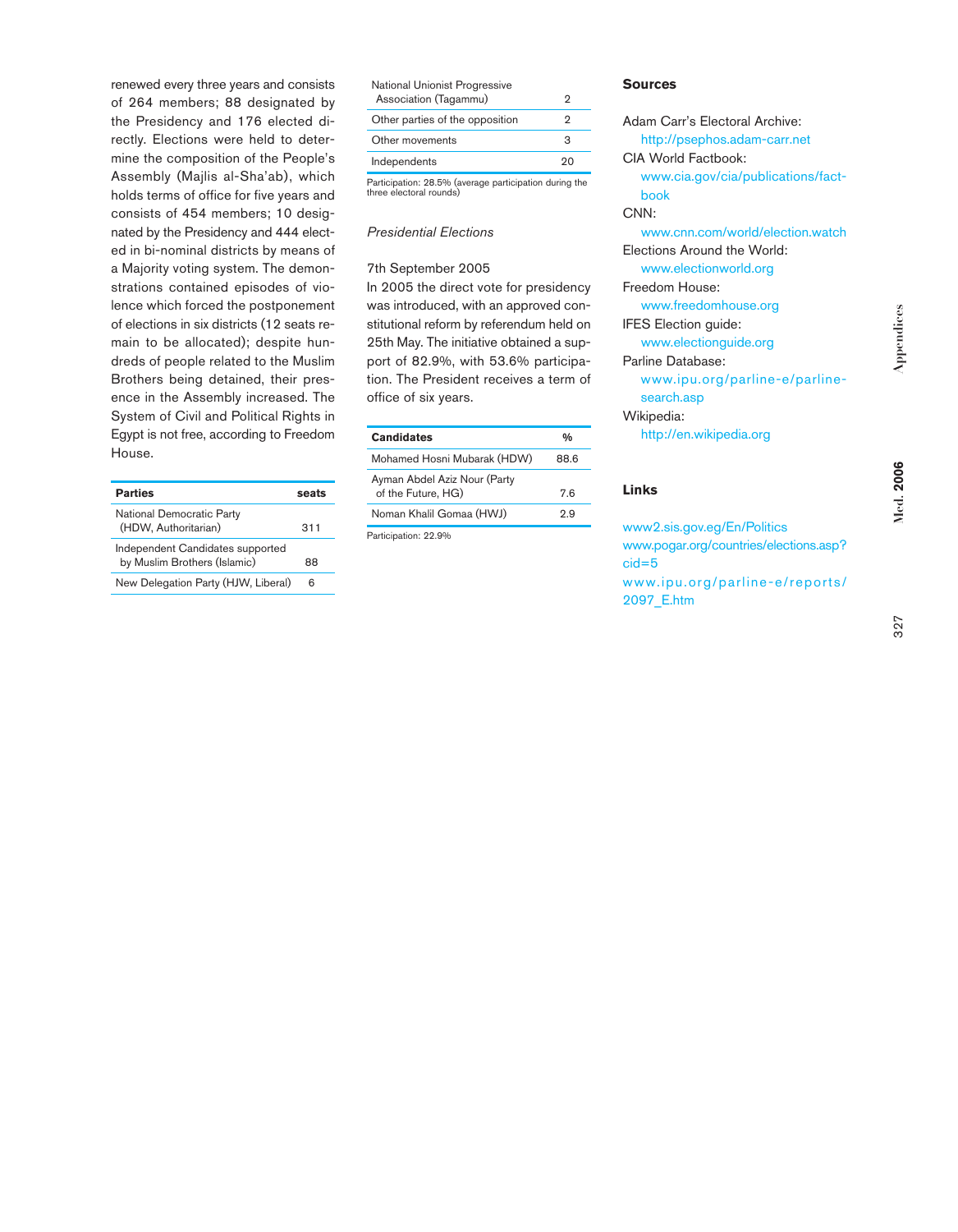renewed every three years and consists of 264 members; 88 designated by the Presidency and 176 elected directly. Elections were held to determine the composition of the People's Assembly (Majlis al-Sha'ab), which holds terms of office for five years and consists of 454 members; 10 designated by the Presidency and 444 elected in bi-nominal districts by means of a Majority voting system. The demonstrations contained episodes of violence which forced the postponement of elections in six districts (12 seats remain to be allocated); despite hundreds of people related to the Muslim Brothers being detained, their presence in the Assembly increased. The System of Civil and Political Rights in Egypt is not free, according to Freedom House.

| Parties | seats |
|---|---|
| National Democratic Party (HDW, Authoritarian) | 311 |
| Independent Candidates supported by Muslim Brothers (Islamic) | 88 |
| New Delegation Party (HJW, Liberal) | 6 |
| National Unionist Progressive Association (Tagammu) | 2 |
| Other parties of the opposition | 2 |
| Other movements | 3 |
| Independents | 20 |

Participation: 28.5% (average participation during the three electoral rounds)

*Presidential Elections*

7th September 2005

In 2005 the direct vote for presidency was introduced, with an approved constitutional reform by referendum held on 25th May. The initiative obtained a support of 82.9%, with 53.6% participation. The President receives a term of office of six years.

| Candidates | % |
|---|---|
| Mohamed Hosni Mubarak (HDW) | 88.6 |
| Ayman Abdel Aziz Nour (Party of the Future, HG) | 7.6 |
| Noman Khalil Gomaa (HWJ) | 2.9 |

Participation: 22.9%

## Sources

Adam Carr's Electoral Archive:
http://psephos.adam-carr.net

CIA World Factbook:
www.cia.gov/cia/publications/factbook

CNN:
www.cnn.com/world/election.watch

Elections Around the World:
www.electionworld.org

Freedom House:
www.freedomhouse.org

IFES Election guide:
www.electionguide.org

Parline Database:
www.ipu.org/parline-e/parlinesearch.asp

Wikipedia:
http://en.wikipedia.org

## Links

www2.sis.gov.eg/En/Politics

www.pogar.org/countries/elections.asp?cid=5

www.ipu.org/parline-e/reports/2097_E.htm